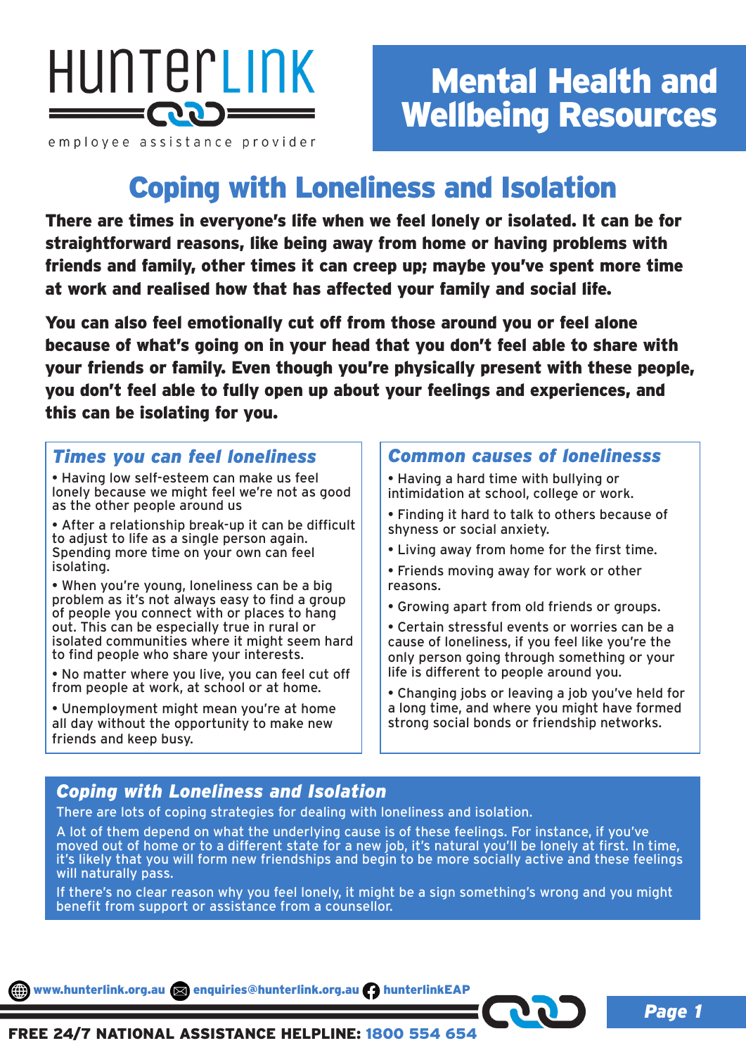HUNTERLINK

employee assistance provider

# Mental Health and Wellbeing Resources

## Coping with Loneliness and Isolation

**There are times in everyone's life when we feel lonely or isolated. It can be for straightforward reasons, like being away from home or having problems with friends and family, other times it can creep up; maybe you've spent more time at work and realised how that has affected your family and social life.**

**You can also feel emotionally cut off from those around you or feel alone because of what's going on in your head that you don't feel able to share with your friends or family. Even though you're physically present with these people, you don't feel able to fully open up about your feelings and experiences, and this can be isolating for you.**

### *Times you can feel loneliness*

- Having low self-esteem can make us feel lonely because we might feel we're not as good as the other people around us
- After a relationship break-up it can be difficult to adjust to life as a single person again. Spending more time on your own can feel isolating.
- When you're young, loneliness can be a big problem as it's not always easy to find a group of people you connect with or places to hang out. This can be especially true in rural or isolated communities where it might seem hard to find people who share your interests.
- No matter where you live, you can feel cut off from people at work, at school or at home.
- Unemployment might mean you're at home all day without the opportunity to make new friends and keep busy.

### *Common causes of lonelinesss*

- Having a hard time with bullying or intimidation at school, college or work.
- Finding it hard to talk to others because of shyness or social anxiety.
- Living away from home for the first time.
- Friends moving away for work or other reasons.
- Growing apart from old friends or groups.
- Certain stressful events or worries can be a cause of loneliness, if you feel like you're the only person going through something or your life is different to people around you.
- Changing jobs or leaving a job you've held for a long time, and where you might have formed strong social bonds or friendship networks.

### *Coping with Loneliness and Isolation*

There are lots of coping strategies for dealing with loneliness and isolation.

A lot of them depend on what the underlying cause is of these feelings. For instance, if you've moved out of home or to a different state for a new job, it's natural you'll be lonely at first. In time, it's likely that you will form new friendships and begin to be more socially active and these feelings will naturally pass.

If there's no clear reason why you feel lonely, it might be a sign something's wrong and you might benefit from support or assistance from a counsellor.

www.hunterlink.org.au enquiries@hunterlink.org.au hunterlinkEAP

FREE 24/7 NATIONAL ASSISTANCE HELPLINE: 1800 554 654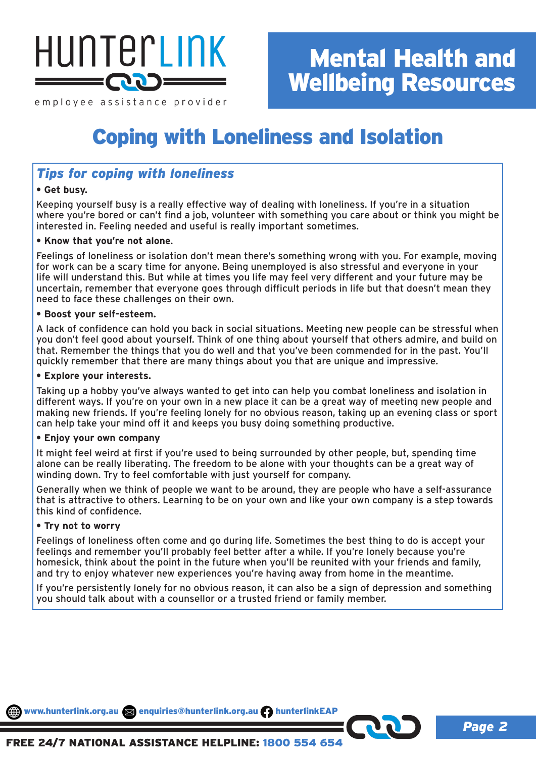# Coping with Loneliness and Isolation

## *Tips for coping with loneliness*

- **Get busy.**

Keeping yourself busy is a really effective way of dealing with loneliness. If you're in a situation where you're bored or can't find a job, volunteer with something you care about or think you might be interested in. Feeling needed and useful is really important sometimes.

- **Know that you're not alone.**

Feelings of loneliness or isolation don't mean there's something wrong with you. For example, moving for work can be a scary time for anyone. Being unemployed is also stressful and everyone in your life will understand this. But while at times you life may feel very different and your future may be uncertain, remember that everyone goes through difficult periods in life but that doesn't mean they need to face these challenges on their own.

- **Boost your self-esteem.**

A lack of confidence can hold you back in social situations. Meeting new people can be stressful when you don't feel good about yourself. Think of one thing about yourself that others admire, and build on that. Remember the things that you do well and that you've been commended for in the past. You'll quickly remember that there are many things about you that are unique and impressive.

- **Explore your interests.**

Taking up a hobby you've always wanted to get into can help you combat loneliness and isolation in different ways. If you're on your own in a new place it can be a great way of meeting new people and making new friends. If you're feeling lonely for no obvious reason, taking up an evening class or sport can help take your mind off it and keeps you busy doing something productive.

- **Enjoy your own company**

It might feel weird at first if you're used to being surrounded by other people, but, spending time alone can be really liberating. The freedom to be alone with your thoughts can be a great way of winding down. Try to feel comfortable with just yourself for company.

Generally when we think of people we want to be around, they are people who have a self-assurance that is attractive to others. Learning to be on your own and like your own company is a step towards this kind of confidence.

- **Try not to worry**

Feelings of loneliness often come and go during life. Sometimes the best thing to do is accept your feelings and remember you'll probably feel better after a while. If you're lonely because you're homesick, think about the point in the future when you'll be reunited with your friends and family, and try to enjoy whatever new experiences you're having away from home in the meantime.

If you're persistently lonely for no obvious reason, it can also be a sign of depression and something you should talk about with a counsellor or a trusted friend or family member.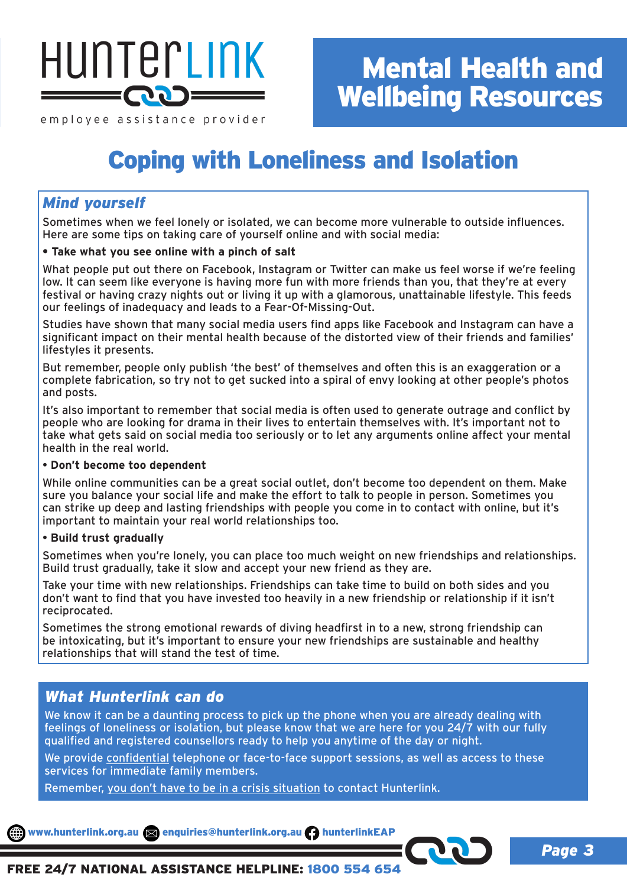# Coping with Loneliness and Isolation

## *Mind yourself*

Sometimes when we feel lonely or isolated, we can become more vulnerable to outside influences. Here are some tips on taking care of yourself online and with social media:

- **Take what you see online with a pinch of salt**

What people put out there on Facebook, Instagram or Twitter can make us feel worse if we're feeling low. It can seem like everyone is having more fun with more friends than you, that they're at every festival or having crazy nights out or living it up with a glamorous, unattainable lifestyle. This feeds our feelings of inadequacy and leads to a Fear-Of-Missing-Out.

Studies have shown that many social media users find apps like Facebook and Instagram can have a significant impact on their mental health because of the distorted view of their friends and families' lifestyles it presents.

But remember, people only publish 'the best' of themselves and often this is an exaggeration or a complete fabrication, so try not to get sucked into a spiral of envy looking at other people's photos and posts.

It's also important to remember that social media is often used to generate outrage and conflict by people who are looking for drama in their lives to entertain themselves with. It's important not to take what gets said on social media too seriously or to let any arguments online affect your mental health in the real world.

- **Don't become too dependent**

While online communities can be a great social outlet, don't become too dependent on them. Make sure you balance your social life and make the effort to talk to people in person. Sometimes you can strike up deep and lasting friendships with people you come in to contact with online, but it's important to maintain your real world relationships too.

- **Build trust gradually**

Sometimes when you're lonely, you can place too much weight on new friendships and relationships. Build trust gradually, take it slow and accept your new friend as they are.

Take your time with new relationships. Friendships can take time to build on both sides and you don't want to find that you have invested too heavily in a new friendship or relationship if it isn't reciprocated.

Sometimes the strong emotional rewards of diving headfirst in to a new, strong friendship can be intoxicating, but it's important to ensure your new friendships are sustainable and healthy relationships that will stand the test of time.

## *What Hunterlink can do*

We know it can be a daunting process to pick up the phone when you are already dealing with feelings of loneliness or isolation, but please know that we are here for you 24/7 with our fully qualified and registered counsellors ready to help you anytime of the day or night.

We provide confidential telephone or face-to-face support sessions, as well as access to these services for immediate family members.

Remember, you don't have to be in a crisis situation to contact Hunterlink.